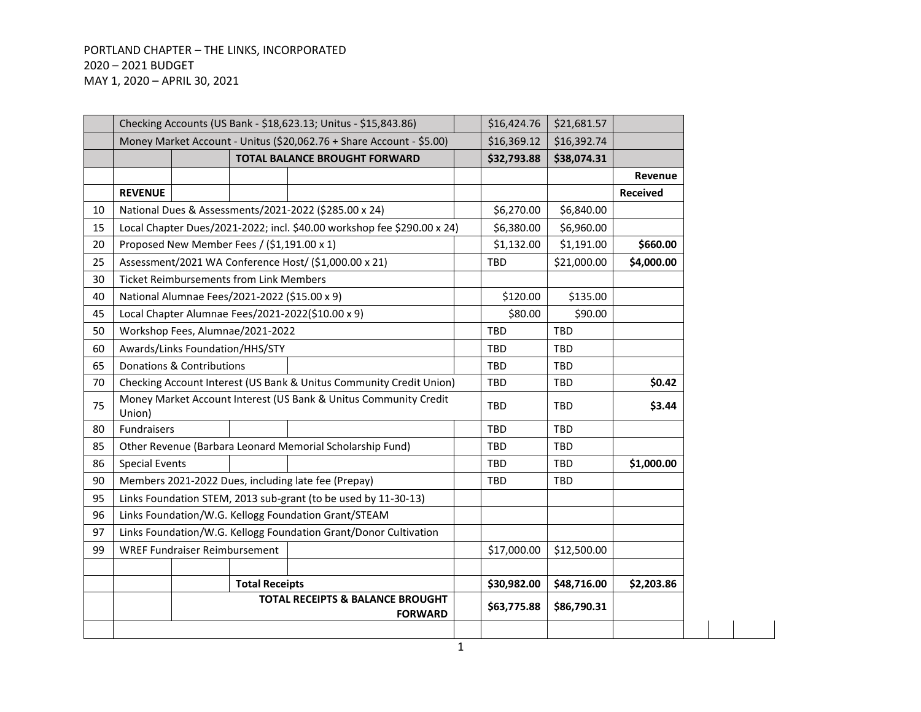PORTLAND CHAPTER – THE LINKS, INCORPORATED
2020 – 2021 BUDGET
MAY 1, 2020 – APRIL 30, 2021

| | | | | |
|---|---|---|---|---|
| | Checking Accounts (US Bank - $18,623.13; Unitus - $15,843.86) | $16,424.76 | $21,681.57 | |
| | Money Market Account - Unitus ($20,062.76 + Share Account - $5.00) | $16,369.12 | $16,392.74 | |
| | **TOTAL BALANCE BROUGHT FORWARD** | **$32,793.88** | **$38,074.31** | |
| | | | | **Revenue** |
| | **REVENUE** | | | **Received** |
| 10 | National Dues & Assessments/2021-2022 ($285.00 x 24) | $6,270.00 | $6,840.00 | |
| 15 | Local Chapter Dues/2021-2022; incl. $40.00 workshop fee $290.00 x 24) | $6,380.00 | $6,960.00 | |
| 20 | Proposed New Member Fees / ($1,191.00 x 1) | $1,132.00 | $1,191.00 | **$660.00** |
| 25 | Assessment/2021 WA Conference Host/ ($1,000.00 x 21) | TBD | $21,000.00 | **$4,000.00** |
| 30 | Ticket Reimbursements from Link Members | | | |
| 40 | National Alumnae Fees/2021-2022 ($15.00 x 9) | $120.00 | $135.00 | |
| 45 | Local Chapter Alumnae Fees/2021-2022($10.00 x 9) | $80.00 | $90.00 | |
| 50 | Workshop Fees, Alumnae/2021-2022 | TBD | TBD | |
| 60 | Awards/Links Foundation/HHS/STY | TBD | TBD | |
| 65 | Donations & Contributions | TBD | TBD | |
| 70 | Checking Account Interest (US Bank & Unitus Community Credit Union) | TBD | TBD | **$0.42** |
| 75 | Money Market Account Interest (US Bank & Unitus Community Credit Union) | TBD | TBD | **$3.44** |
| 80 | Fundraisers | TBD | TBD | |
| 85 | Other Revenue (Barbara Leonard Memorial Scholarship Fund) | TBD | TBD | |
| 86 | Special Events | TBD | TBD | **$1,000.00** |
| 90 | Members 2021-2022 Dues, including late fee (Prepay) | TBD | TBD | |
| 95 | Links Foundation STEM, 2013 sub-grant (to be used by 11-30-13) | | | |
| 96 | Links Foundation/W.G. Kellogg Foundation Grant/STEAM | | | |
| 97 | Links Foundation/W.G. Kellogg Foundation Grant/Donor Cultivation | | | |
| 99 | WREF Fundraiser Reimbursement | $17,000.00 | $12,500.00 | |
| | | | | |
| | **Total Receipts** | **$30,982.00** | **$48,716.00** | **$2,203.86** |
| | **TOTAL RECEIPTS & BALANCE BROUGHT FORWARD** | **$63,775.88** | **$86,790.31** | |
| | | | | |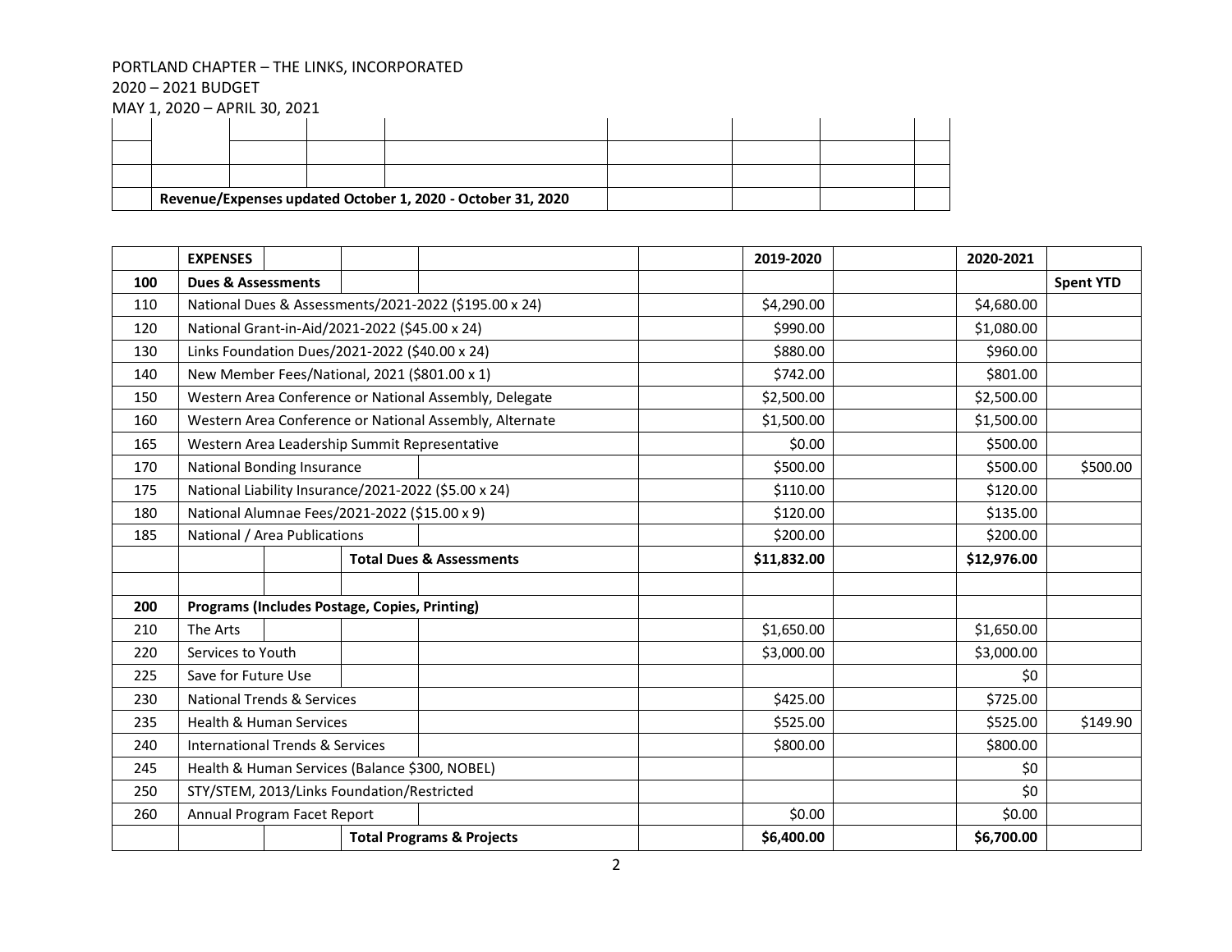PORTLAND CHAPTER – THE LINKS, INCORPORATED
2020 – 2021 BUDGET
MAY 1, 2020 – APRIL 30, 2021

**Revenue/Expenses updated October 1, 2020 - October 31, 2020**

| | **EXPENSES** | 2019-2020 | 2020-2021 | |
|---|---|---|---|---|
| **100** | **Dues & Assessments** | | | **Spent YTD** |
| 110 | National Dues & Assessments/2021-2022 ($195.00 x 24) | $4,290.00 | $4,680.00 | |
| 120 | National Grant-in-Aid/2021-2022 ($45.00 x 24) | $990.00 | $1,080.00 | |
| 130 | Links Foundation Dues/2021-2022 ($40.00 x 24) | $880.00 | $960.00 | |
| 140 | New Member Fees/National, 2021 ($801.00 x 1) | $742.00 | $801.00 | |
| 150 | Western Area Conference or National Assembly, Delegate | $2,500.00 | $2,500.00 | |
| 160 | Western Area Conference or National Assembly, Alternate | $1,500.00 | $1,500.00 | |
| 165 | Western Area Leadership Summit Representative | $0.00 | $500.00 | |
| 170 | National Bonding Insurance | $500.00 | $500.00 | $500.00 |
| 175 | National Liability Insurance/2021-2022 ($5.00 x 24) | $110.00 | $120.00 | |
| 180 | National Alumnae Fees/2021-2022 ($15.00 x 9) | $120.00 | $135.00 | |
| 185 | National / Area Publications | $200.00 | $200.00 | |
| | **Total Dues & Assessments** | **$11,832.00** | **$12,976.00** | |
| | | | | |
| **200** | **Programs (Includes Postage, Copies, Printing)** | | | |
| 210 | The Arts | $1,650.00 | $1,650.00 | |
| 220 | Services to Youth | $3,000.00 | $3,000.00 | |
| 225 | Save for Future Use | | $0 | |
| 230 | National Trends & Services | $425.00 | $725.00 | |
| 235 | Health & Human Services | $525.00 | $525.00 | $149.90 |
| 240 | International Trends & Services | $800.00 | $800.00 | |
| 245 | Health & Human Services (Balance $300, NOBEL) | | $0 | |
| 250 | STY/STEM, 2013/Links Foundation/Restricted | | $0 | |
| 260 | Annual Program Facet Report | $0.00 | $0.00 | |
| | **Total Programs & Projects** | **$6,400.00** | **$6,700.00** | |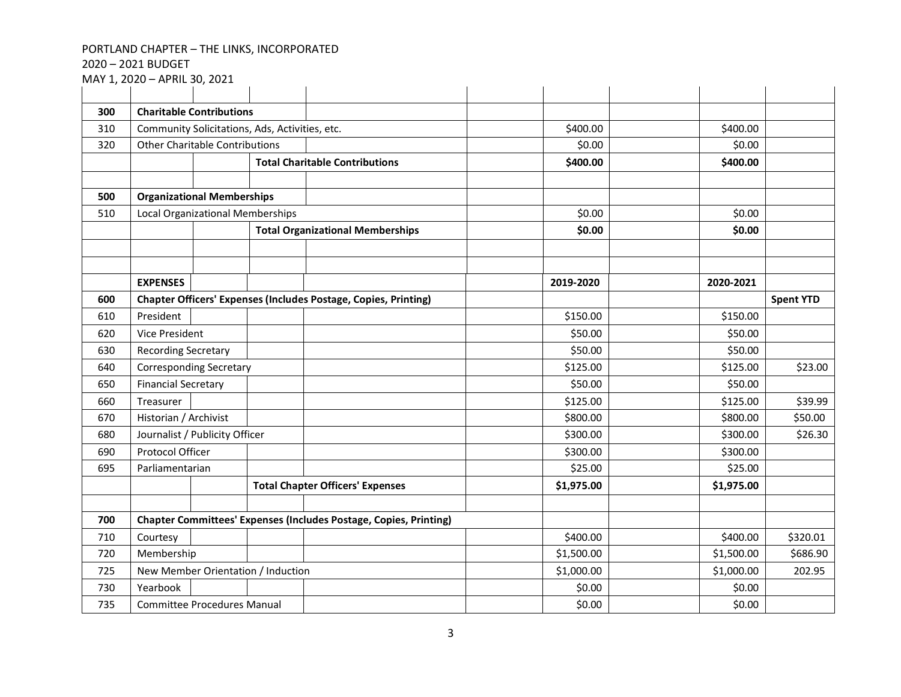PORTLAND CHAPTER – THE LINKS, INCORPORATED
2020 – 2021 BUDGET
MAY 1, 2020 – APRIL 30, 2021

| | | | | |
|---|---|---|---|---|
| **300** | **Charitable Contributions** | | | |
| 310 | Community Solicitations, Ads, Activities, etc. | $400.00 | $400.00 | |
| 320 | Other Charitable Contributions | $0.00 | $0.00 | |
| | **Total Charitable Contributions** | **$400.00** | **$400.00** | |
| | | | | |
| **500** | **Organizational Memberships** | | | |
| 510 | Local Organizational Memberships | $0.00 | $0.00 | |
| | **Total Organizational Memberships** | **$0.00** | **$0.00** | |
| | | | | |
| | | | | |
| | **EXPENSES** | **2019-2020** | **2020-2021** | |
| **600** | **Chapter Officers' Expenses (Includes Postage, Copies, Printing)** | | | **Spent YTD** |
| 610 | President | $150.00 | $150.00 | |
| 620 | Vice President | $50.00 | $50.00 | |
| 630 | Recording Secretary | $50.00 | $50.00 | |
| 640 | Corresponding Secretary | $125.00 | $125.00 | $23.00 |
| 650 | Financial Secretary | $50.00 | $50.00 | |
| 660 | Treasurer | $125.00 | $125.00 | $39.99 |
| 670 | Historian / Archivist | $800.00 | $800.00 | $50.00 |
| 680 | Journalist / Publicity Officer | $300.00 | $300.00 | $26.30 |
| 690 | Protocol Officer | $300.00 | $300.00 | |
| 695 | Parliamentarian | $25.00 | $25.00 | |
| | **Total Chapter Officers' Expenses** | **$1,975.00** | **$1,975.00** | |
| | | | | |
| **700** | **Chapter Committees' Expenses (Includes Postage, Copies, Printing)** | | | |
| 710 | Courtesy | $400.00 | $400.00 | $320.01 |
| 720 | Membership | $1,500.00 | $1,500.00 | $686.90 |
| 725 | New Member Orientation / Induction | $1,000.00 | $1,000.00 | 202.95 |
| 730 | Yearbook | $0.00 | $0.00 | |
| 735 | Committee Procedures Manual | $0.00 | $0.00 | |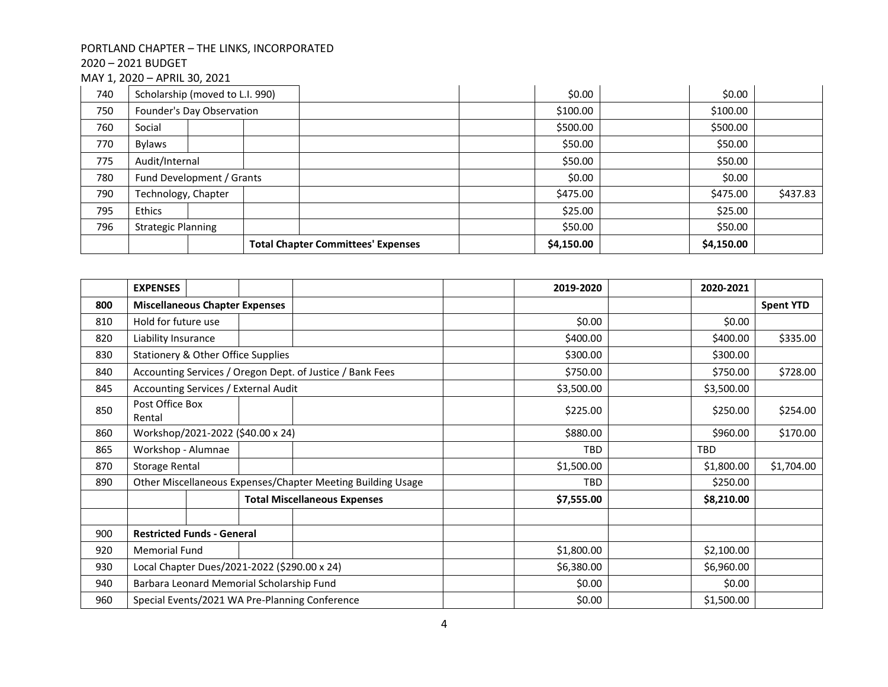PORTLAND CHAPTER – THE LINKS, INCORPORATED

2020 – 2021 BUDGET

MAY 1, 2020 – APRIL 30, 2021

| | | | | |
|---|---|---|---|---|
| 740 | Scholarship (moved to L.I. 990) | $0.00 | $0.00 | |
| 750 | Founder's Day Observation | $100.00 | $100.00 | |
| 760 | Social | $500.00 | $500.00 | |
| 770 | Bylaws | $50.00 | $50.00 | |
| 775 | Audit/Internal | $50.00 | $50.00 | |
| 780 | Fund Development / Grants | $0.00 | $0.00 | |
| 790 | Technology, Chapter | $475.00 | $475.00 | $437.83 |
| 795 | Ethics | $25.00 | $25.00 | |
| 796 | Strategic Planning | $50.00 | $50.00 | |
| | **Total Chapter Committees' Expenses** | **$4,150.00** | **$4,150.00** | |

| | **EXPENSES** | **2019-2020** | **2020-2021** | |
|---|---|---|---|---|
| **800** | **Miscellaneous Chapter Expenses** | | | **Spent YTD** |
| 810 | Hold for future use | $0.00 | $0.00 | |
| 820 | Liability Insurance | $400.00 | $400.00 | $335.00 |
| 830 | Stationery & Other Office Supplies | $300.00 | $300.00 | |
| 840 | Accounting Services / Oregon Dept. of Justice / Bank Fees | $750.00 | $750.00 | $728.00 |
| 845 | Accounting Services / External Audit | $3,500.00 | $3,500.00 | |
| 850 | Post Office Box Rental | $225.00 | $250.00 | $254.00 |
| 860 | Workshop/2021-2022 ($40.00 x 24) | $880.00 | $960.00 | $170.00 |
| 865 | Workshop - Alumnae | TBD | TBD | |
| 870 | Storage Rental | $1,500.00 | $1,800.00 | $1,704.00 |
| 890 | Other Miscellaneous Expenses/Chapter Meeting Building Usage | TBD | $250.00 | |
| | **Total Miscellaneous Expenses** | **$7,555.00** | **$8,210.00** | |
| | | | | |
| 900 | **Restricted Funds - General** | | | |
| 920 | Memorial Fund | $1,800.00 | $2,100.00 | |
| 930 | Local Chapter Dues/2021-2022 ($290.00 x 24) | $6,380.00 | $6,960.00 | |
| 940 | Barbara Leonard Memorial Scholarship Fund | $0.00 | $0.00 | |
| 960 | Special Events/2021 WA Pre-Planning Conference | $0.00 | $1,500.00 | |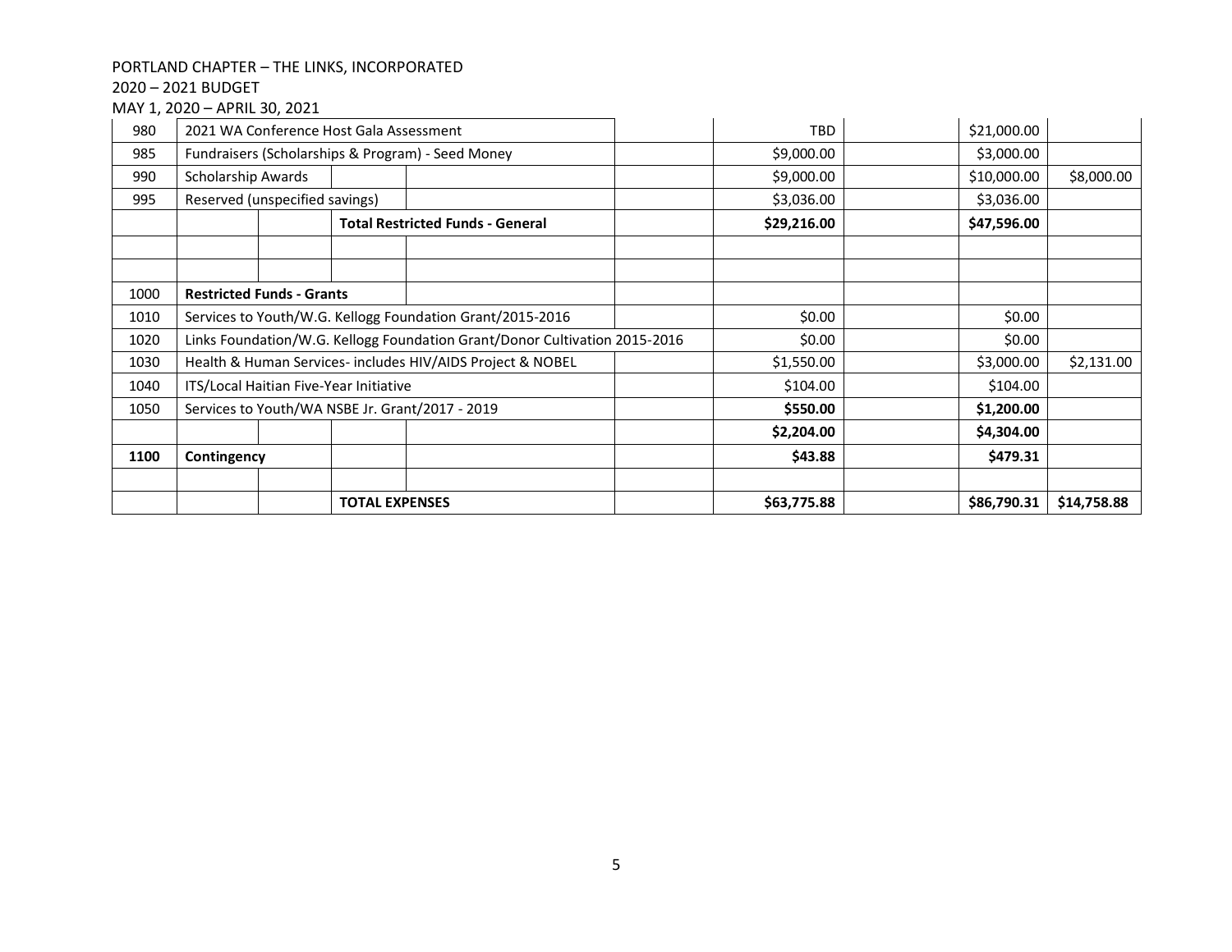PORTLAND CHAPTER – THE LINKS, INCORPORATED

2020 – 2021 BUDGET

MAY 1, 2020 – APRIL 30, 2021

| | | | | | | | | | |
|---|---|---|---|---|---|---|---|---|---|
| 980 | 2021 WA Conference Host Gala Assessment | | | | | TBD | | $21,000.00 | |
| 985 | Fundraisers (Scholarships & Program) - Seed Money | | | | | $9,000.00 | | $3,000.00 | |
| 990 | Scholarship Awards | | | | | $9,000.00 | | $10,000.00 | $8,000.00 |
| 995 | Reserved (unspecified savings) | | | | | $3,036.00 | | $3,036.00 | |
| | | | **Total Restricted Funds - General** | | | **$29,216.00** | | **$47,596.00** | |
| | | | | | | | | | |
| | | | | | | | | | |
| 1000 | **Restricted Funds - Grants** | | | | | | | | |
| 1010 | Services to Youth/W.G. Kellogg Foundation Grant/2015-2016 | | | | | $0.00 | | $0.00 | |
| 1020 | Links Foundation/W.G. Kellogg Foundation Grant/Donor Cultivation 2015-2016 | | | | | $0.00 | | $0.00 | |
| 1030 | Health & Human Services- includes HIV/AIDS Project & NOBEL | | | | | $1,550.00 | | $3,000.00 | $2,131.00 |
| 1040 | ITS/Local Haitian Five-Year Initiative | | | | | $104.00 | | $104.00 | |
| 1050 | Services to Youth/WA NSBE Jr. Grant/2017 - 2019 | | | | | **$550.00** | | **$1,200.00** | |
| | | | | | | **$2,204.00** | | **$4,304.00** | |
| **1100** | **Contingency** | | | | | **$43.88** | | **$479.31** | |
| | | | | | | | | | |
| | | | **TOTAL EXPENSES** | | | **$63,775.88** | | **$86,790.31** | **$14,758.88** |